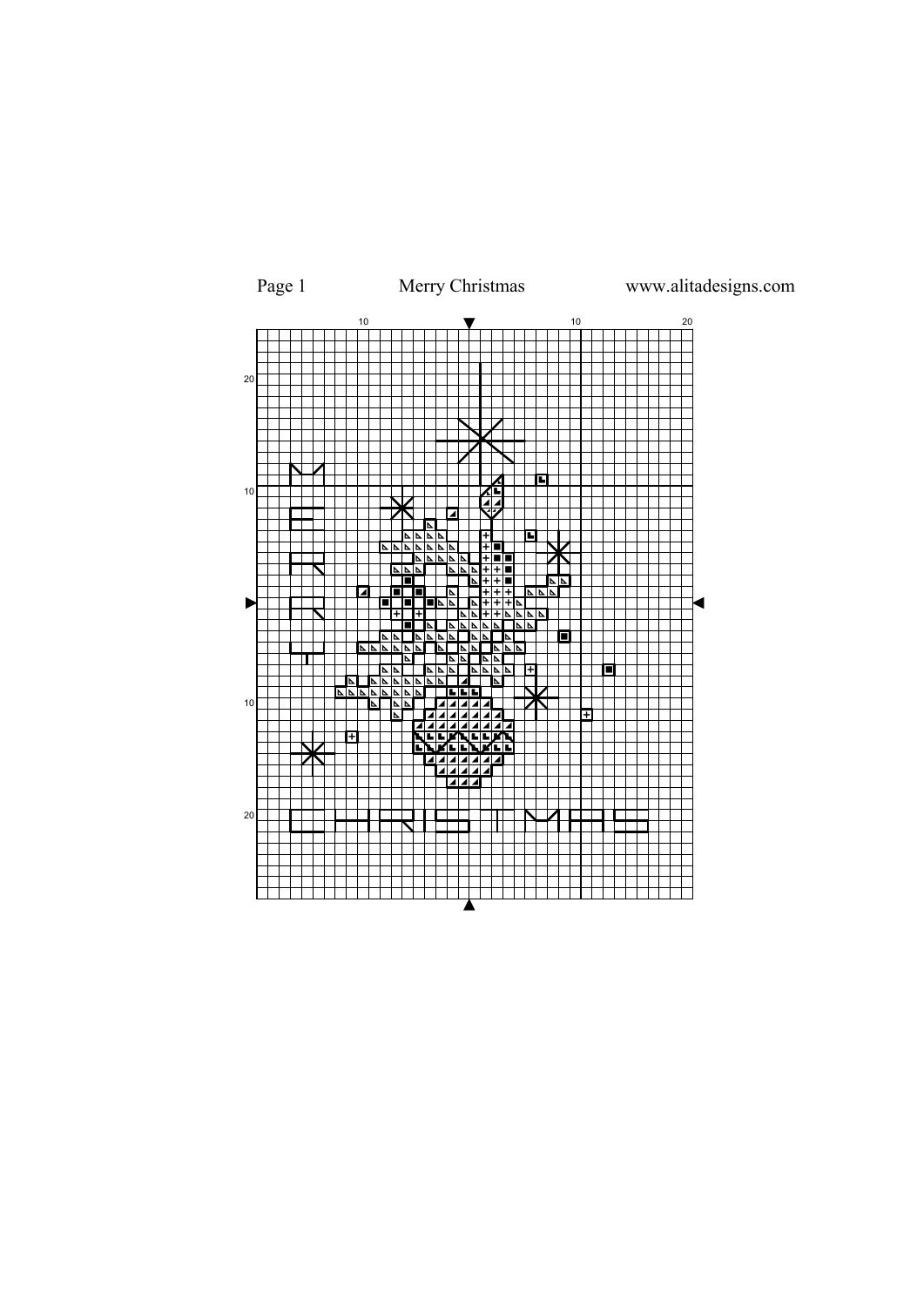Page 1 Merry Christmas www.alitadesigns.com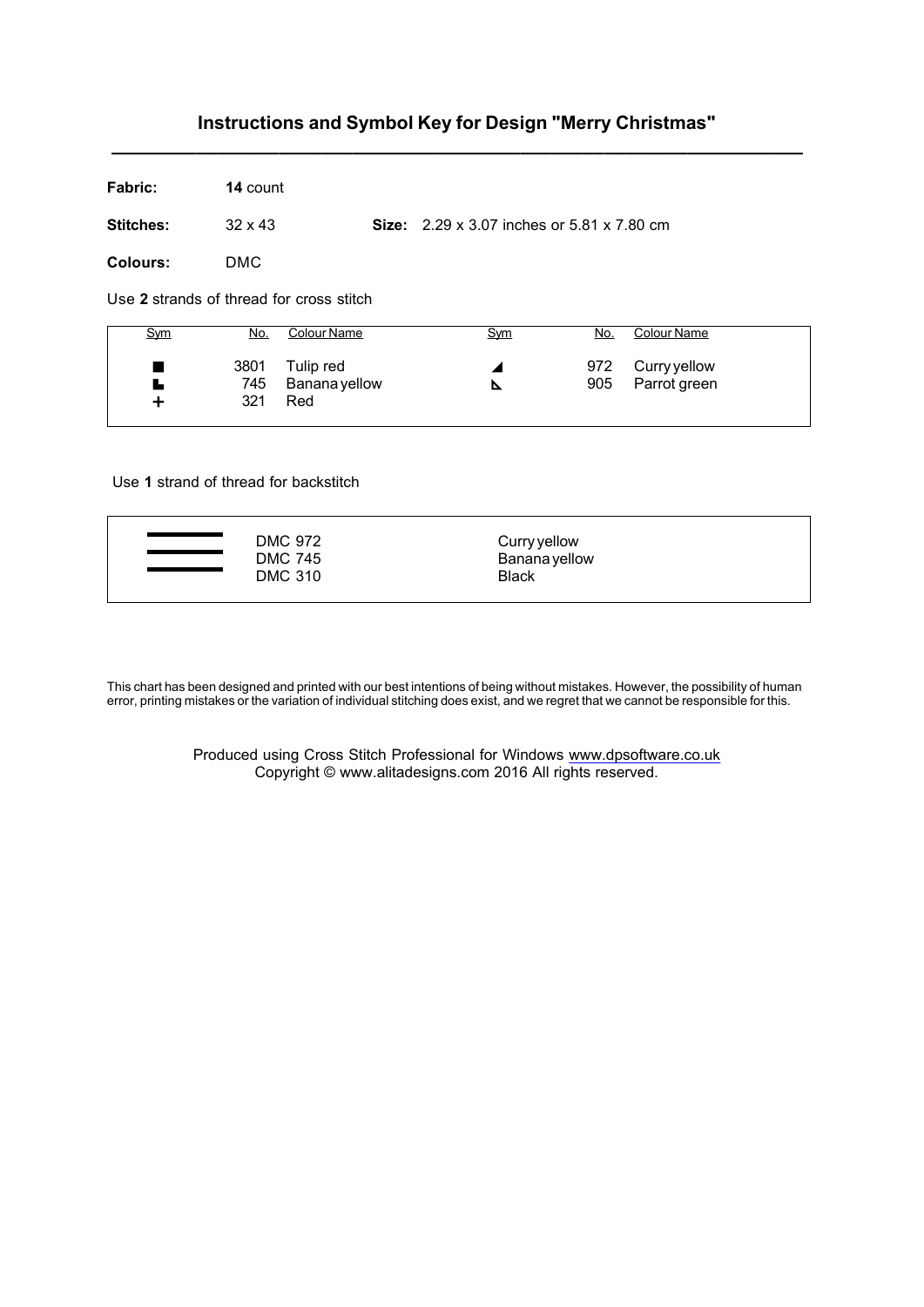## Instructions and Symbol Key for Design "Merry Christmas"

**Fabric:** **14** count

**Stitches:** 32 x 43 **Size:** 2.29 x 3.07 inches or 5.81 x 7.80 cm

**Colours:** DMC

Use **2** strands of thread for cross stitch

| Sym | No. | Colour Name | Sym | No. | Colour Name |
|---|---|---|---|---|---|
| ■ | 3801 | Tulip red | ◢ | 972 | Curry yellow |
| ▙ | 745 | Banana yellow | ◣ | 905 | Parrot green |
| + | 321 | Red | | | |

Use **1** strand of thread for backstitch

| | | |
|---|---|---|
| ▬ | DMC 972 | Curry yellow |
| ▬ | DMC 745 | Banana yellow |
| ▬ | DMC 310 | Black |

This chart has been designed and printed with our best intentions of being without mistakes. However, the possibility of human error, printing mistakes or the variation of individual stitching does exist, and we regret that we cannot be responsible for this.

Produced using Cross Stitch Professional for Windows www.dpsoftware.co.uk
Copyright © www.alitadesigns.com 2016 All rights reserved.